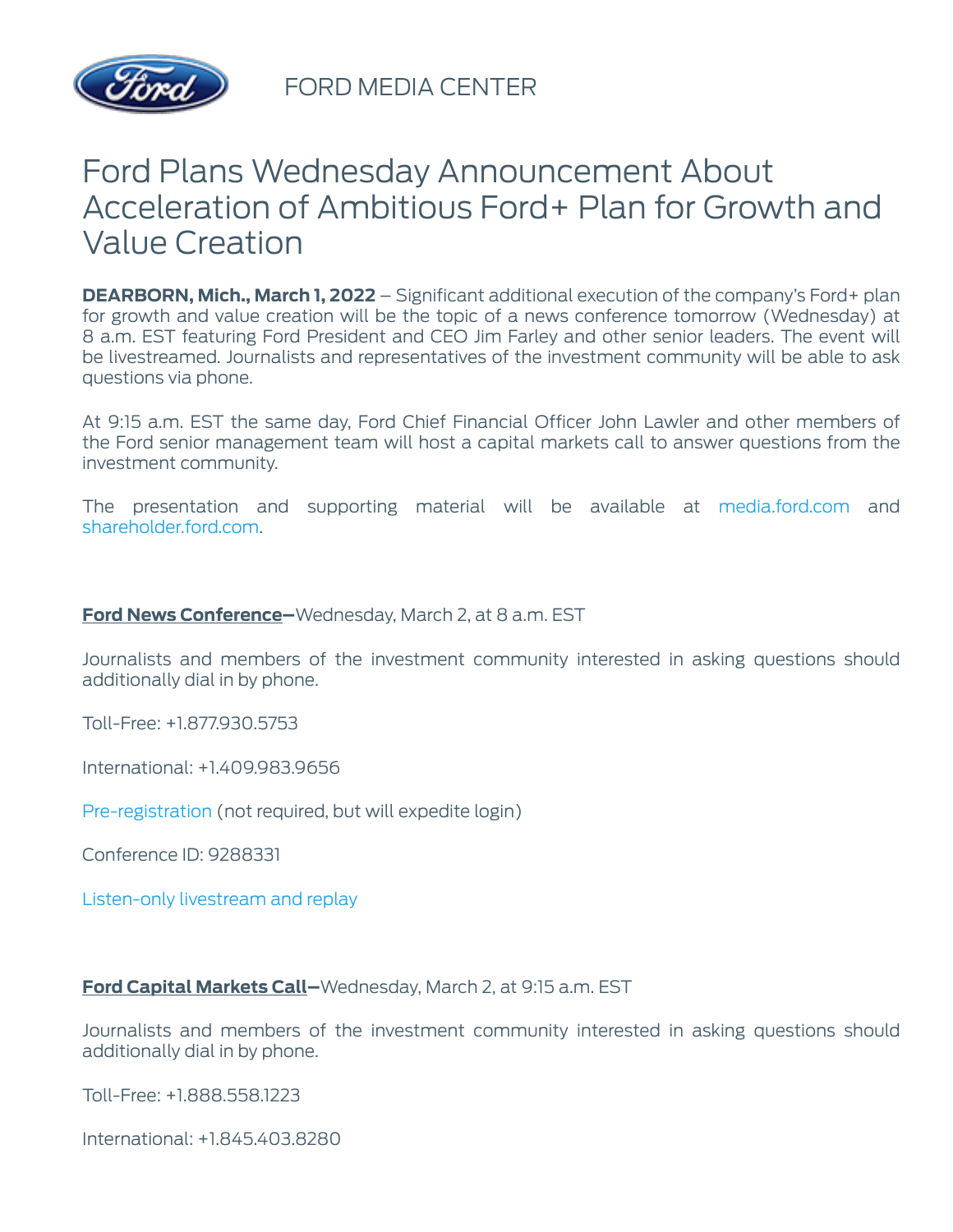FORD MEDIA CENTER

# Ford Plans Wednesday Announcement About Acceleration of Ambitious Ford+ Plan for Growth and Value Creation

**DEARBORN, Mich., March 1, 2022** – Significant additional execution of the company's Ford+ plan for growth and value creation will be the topic of a news conference tomorrow (Wednesday) at 8 a.m. EST featuring Ford President and CEO Jim Farley and other senior leaders. The event will be livestreamed. Journalists and representatives of the investment community will be able to ask questions via phone.

At 9:15 a.m. EST the same day, Ford Chief Financial Officer John Lawler and other members of the Ford senior management team will host a capital markets call to answer questions from the investment community.

The presentation and supporting material will be available at media.ford.com and shareholder.ford.com.

**Ford News Conference–**Wednesday, March 2, at 8 a.m. EST

Journalists and members of the investment community interested in asking questions should additionally dial in by phone.

Toll-Free: +1.877.930.5753

International: +1.409.983.9656

Pre-registration (not required, but will expedite login)

Conference ID: 9288331

Listen-only livestream and replay

**Ford Capital Markets Call–**Wednesday, March 2, at 9:15 a.m. EST

Journalists and members of the investment community interested in asking questions should additionally dial in by phone.

Toll-Free: +1.888.558.1223

International: +1.845.403.8280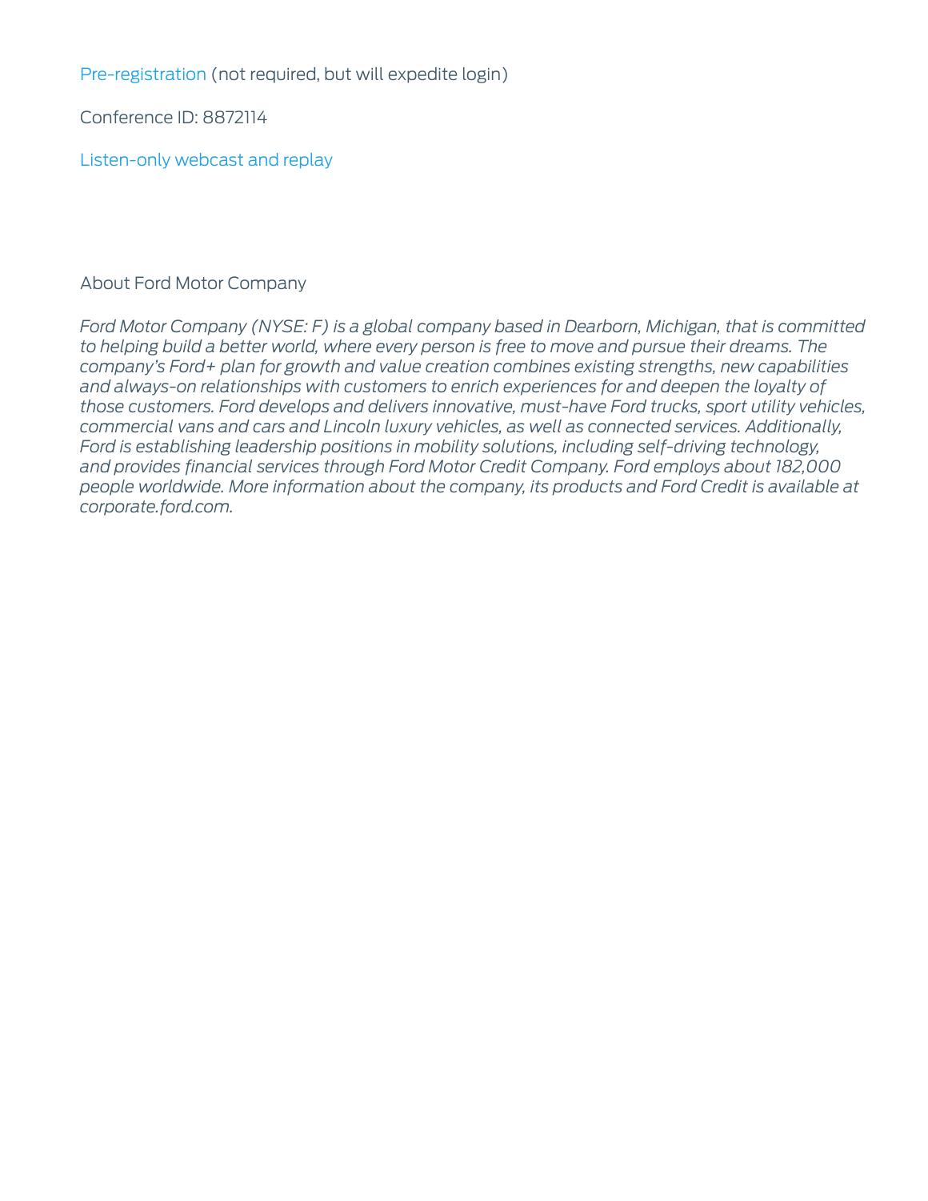Pre-registration (not required, but will expedite login)

Conference ID: 8872114

Listen-only webcast and replay

## About Ford Motor Company

*Ford Motor Company (NYSE: F) is a global company based in Dearborn, Michigan, that is committed to helping build a better world, where every person is free to move and pursue their dreams. The company's Ford+ plan for growth and value creation combines existing strengths, new capabilities and always-on relationships with customers to enrich experiences for and deepen the loyalty of those customers. Ford develops and delivers innovative, must-have Ford trucks, sport utility vehicles, commercial vans and cars and Lincoln luxury vehicles, as well as connected services. Additionally, Ford is establishing leadership positions in mobility solutions, including self-driving technology, and provides financial services through Ford Motor Credit Company. Ford employs about 182,000 people worldwide. More information about the company, its products and Ford Credit is available at corporate.ford.com.*